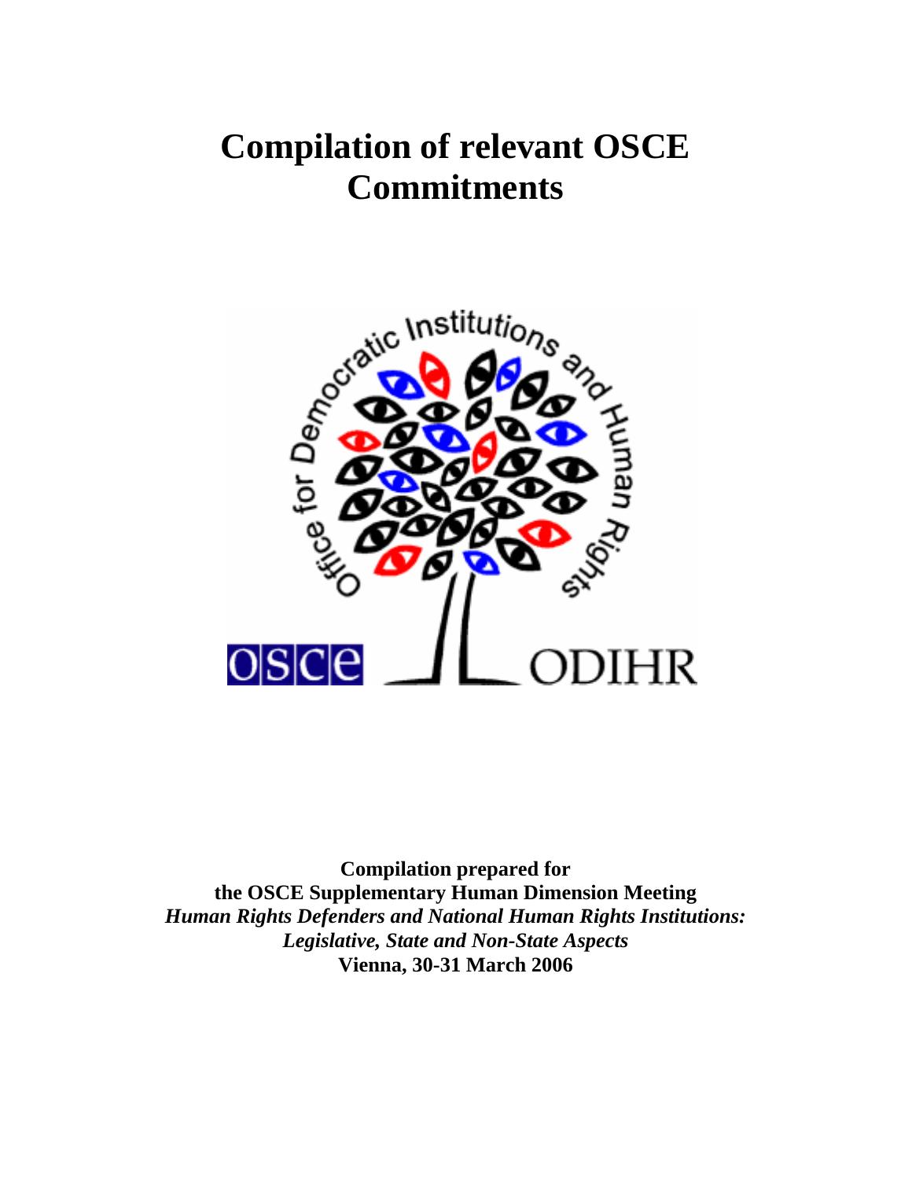# Compilation of relevant OSCE Commitments

**Compilation prepared for**
**the OSCE Supplementary Human Dimension Meeting**
***Human Rights Defenders and National Human Rights Institutions: Legislative, State and Non-State Aspects***
**Vienna, 30-31 March 2006**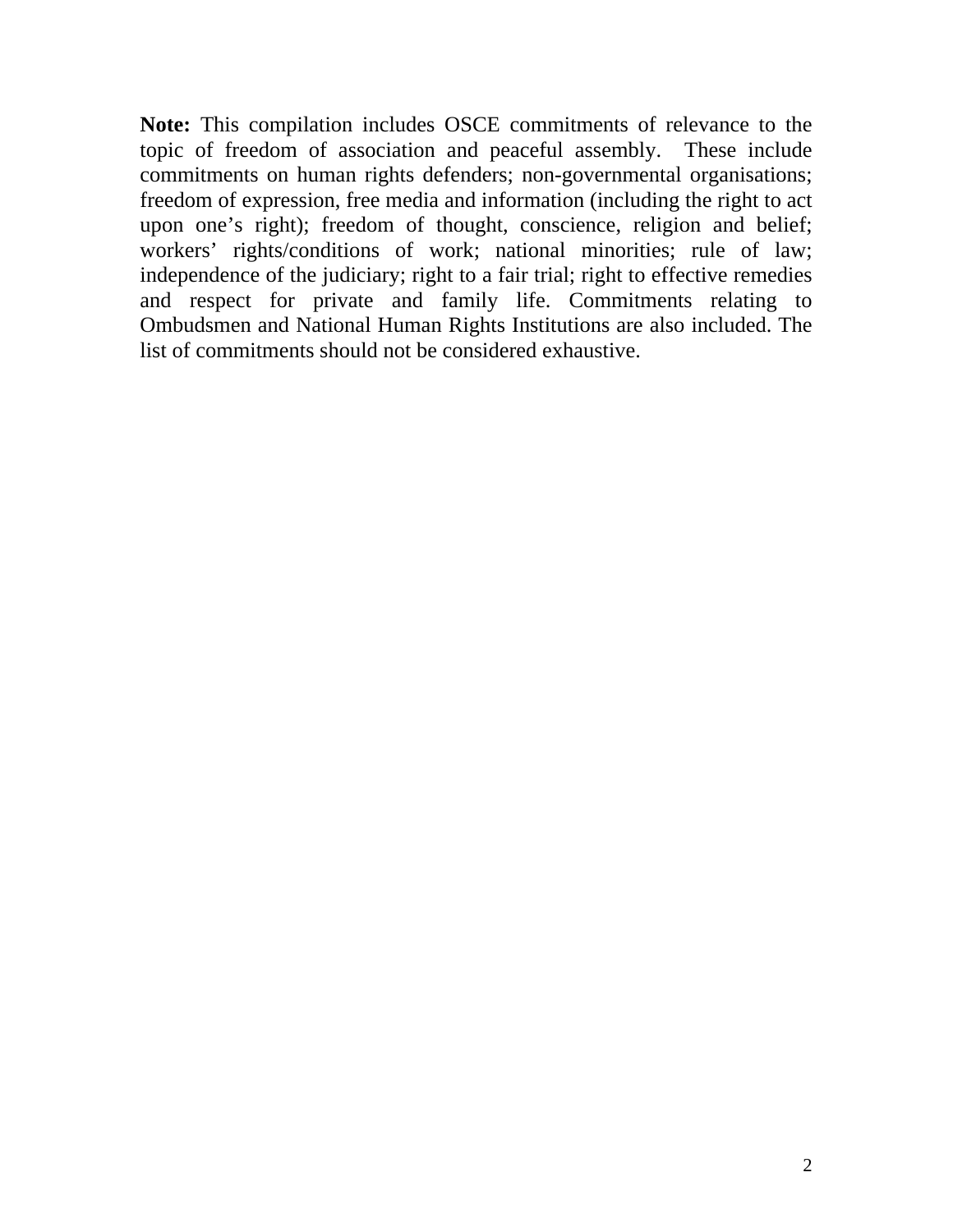**Note:** This compilation includes OSCE commitments of relevance to the topic of freedom of association and peaceful assembly. These include commitments on human rights defenders; non-governmental organisations; freedom of expression, free media and information (including the right to act upon one's right); freedom of thought, conscience, religion and belief; workers' rights/conditions of work; national minorities; rule of law; independence of the judiciary; right to a fair trial; right to effective remedies and respect for private and family life. Commitments relating to Ombudsmen and National Human Rights Institutions are also included. The list of commitments should not be considered exhaustive.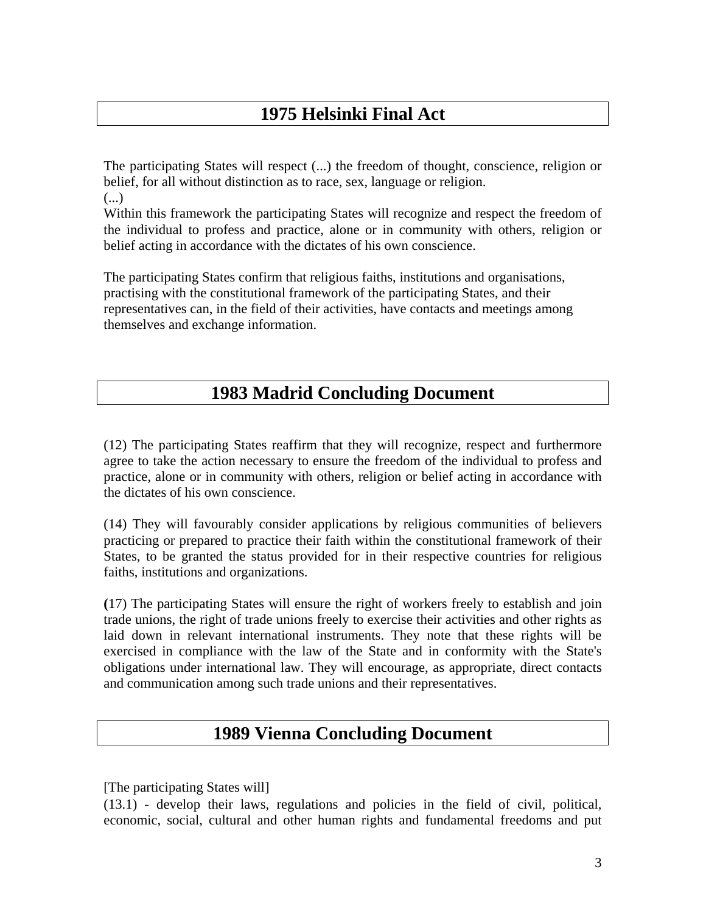## 1975 Helsinki Final Act

The participating States will respect (...) the freedom of thought, conscience, religion or belief, for all without distinction as to race, sex, language or religion.
(...)
Within this framework the participating States will recognize and respect the freedom of the individual to profess and practice, alone or in community with others, religion or belief acting in accordance with the dictates of his own conscience.

The participating States confirm that religious faiths, institutions and organisations, practising with the constitutional framework of the participating States, and their representatives can, in the field of their activities, have contacts and meetings among themselves and exchange information.

## 1983 Madrid Concluding Document

(12) The participating States reaffirm that they will recognize, respect and furthermore agree to take the action necessary to ensure the freedom of the individual to profess and practice, alone or in community with others, religion or belief acting in accordance with the dictates of his own conscience.

(14) They will favourably consider applications by religious communities of believers practicing or prepared to practice their faith within the constitutional framework of their States, to be granted the status provided for in their respective countries for religious faiths, institutions and organizations.

**(**17) The participating States will ensure the right of workers freely to establish and join trade unions, the right of trade unions freely to exercise their activities and other rights as laid down in relevant international instruments. They note that these rights will be exercised in compliance with the law of the State and in conformity with the State's obligations under international law. They will encourage, as appropriate, direct contacts and communication among such trade unions and their representatives.

## 1989 Vienna Concluding Document

[The participating States will]
(13.1) - develop their laws, regulations and policies in the field of civil, political, economic, social, cultural and other human rights and fundamental freedoms and put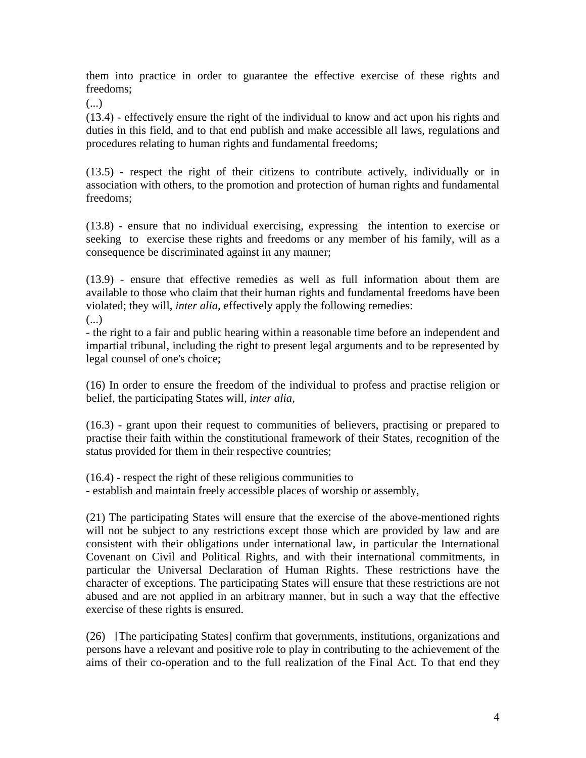them into practice in order to guarantee the effective exercise of these rights and freedoms;

(...)

(13.4) - effectively ensure the right of the individual to know and act upon his rights and duties in this field, and to that end publish and make accessible all laws, regulations and procedures relating to human rights and fundamental freedoms;

(13.5) - respect the right of their citizens to contribute actively, individually or in association with others, to the promotion and protection of human rights and fundamental freedoms;

(13.8) - ensure that no individual exercising, expressing the intention to exercise or seeking to exercise these rights and freedoms or any member of his family, will as a consequence be discriminated against in any manner;

(13.9) - ensure that effective remedies as well as full information about them are available to those who claim that their human rights and fundamental freedoms have been violated; they will, *inter alia*, effectively apply the following remedies:

(...)

- the right to a fair and public hearing within a reasonable time before an independent and impartial tribunal, including the right to present legal arguments and to be represented by legal counsel of one's choice;

(16) In order to ensure the freedom of the individual to profess and practise religion or belief, the participating States will, *inter alia*,

(16.3) - grant upon their request to communities of believers, practising or prepared to practise their faith within the constitutional framework of their States, recognition of the status provided for them in their respective countries;

(16.4) - respect the right of these religious communities to

- establish and maintain freely accessible places of worship or assembly,

(21) The participating States will ensure that the exercise of the above-mentioned rights will not be subject to any restrictions except those which are provided by law and are consistent with their obligations under international law, in particular the International Covenant on Civil and Political Rights, and with their international commitments, in particular the Universal Declaration of Human Rights. These restrictions have the character of exceptions. The participating States will ensure that these restrictions are not abused and are not applied in an arbitrary manner, but in such a way that the effective exercise of these rights is ensured.

(26) [The participating States] confirm that governments, institutions, organizations and persons have a relevant and positive role to play in contributing to the achievement of the aims of their co-operation and to the full realization of the Final Act. To that end they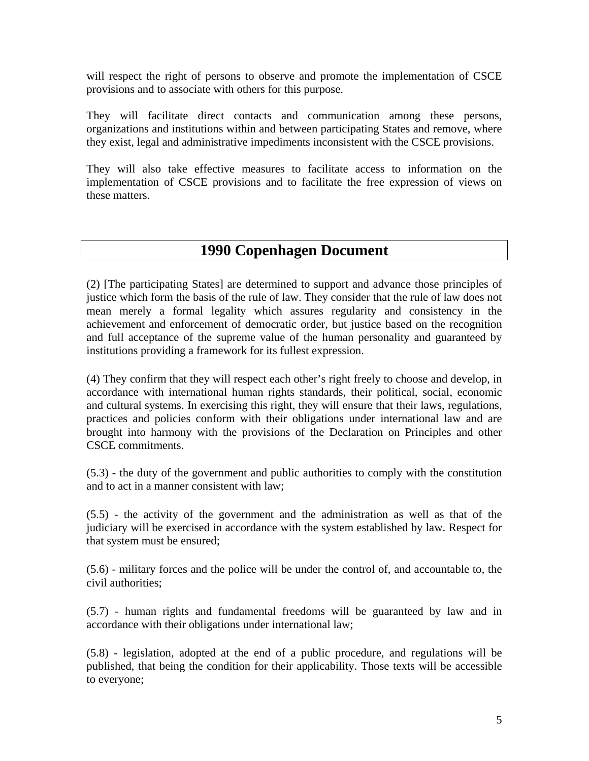will respect the right of persons to observe and promote the implementation of CSCE provisions and to associate with others for this purpose.

They will facilitate direct contacts and communication among these persons, organizations and institutions within and between participating States and remove, where they exist, legal and administrative impediments inconsistent with the CSCE provisions.

They will also take effective measures to facilitate access to information on the implementation of CSCE provisions and to facilitate the free expression of views on these matters.

## 1990 Copenhagen Document

(2) [The participating States] are determined to support and advance those principles of justice which form the basis of the rule of law. They consider that the rule of law does not mean merely a formal legality which assures regularity and consistency in the achievement and enforcement of democratic order, but justice based on the recognition and full acceptance of the supreme value of the human personality and guaranteed by institutions providing a framework for its fullest expression.

(4) They confirm that they will respect each other's right freely to choose and develop, in accordance with international human rights standards, their political, social, economic and cultural systems. In exercising this right, they will ensure that their laws, regulations, practices and policies conform with their obligations under international law and are brought into harmony with the provisions of the Declaration on Principles and other CSCE commitments.

(5.3) - the duty of the government and public authorities to comply with the constitution and to act in a manner consistent with law;

(5.5) - the activity of the government and the administration as well as that of the judiciary will be exercised in accordance with the system established by law. Respect for that system must be ensured;

(5.6) - military forces and the police will be under the control of, and accountable to, the civil authorities;

(5.7) - human rights and fundamental freedoms will be guaranteed by law and in accordance with their obligations under international law;

(5.8) - legislation, adopted at the end of a public procedure, and regulations will be published, that being the condition for their applicability. Those texts will be accessible to everyone;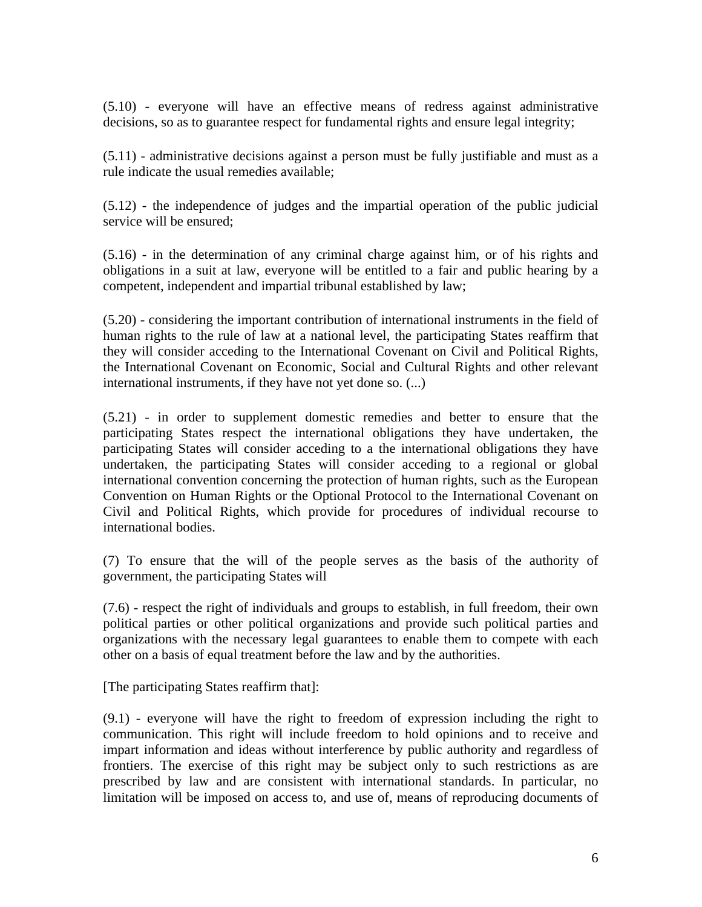(5.10) - everyone will have an effective means of redress against administrative decisions, so as to guarantee respect for fundamental rights and ensure legal integrity;

(5.11) - administrative decisions against a person must be fully justifiable and must as a rule indicate the usual remedies available;

(5.12) - the independence of judges and the impartial operation of the public judicial service will be ensured;

(5.16) - in the determination of any criminal charge against him, or of his rights and obligations in a suit at law, everyone will be entitled to a fair and public hearing by a competent, independent and impartial tribunal established by law;

(5.20) - considering the important contribution of international instruments in the field of human rights to the rule of law at a national level, the participating States reaffirm that they will consider acceding to the International Covenant on Civil and Political Rights, the International Covenant on Economic, Social and Cultural Rights and other relevant international instruments, if they have not yet done so. (...)

(5.21) - in order to supplement domestic remedies and better to ensure that the participating States respect the international obligations they have undertaken, the participating States will consider acceding to a the international obligations they have undertaken, the participating States will consider acceding to a regional or global international convention concerning the protection of human rights, such as the European Convention on Human Rights or the Optional Protocol to the International Covenant on Civil and Political Rights, which provide for procedures of individual recourse to international bodies.

(7) To ensure that the will of the people serves as the basis of the authority of government, the participating States will

(7.6) - respect the right of individuals and groups to establish, in full freedom, their own political parties or other political organizations and provide such political parties and organizations with the necessary legal guarantees to enable them to compete with each other on a basis of equal treatment before the law and by the authorities.

[The participating States reaffirm that]:

(9.1) - everyone will have the right to freedom of expression including the right to communication. This right will include freedom to hold opinions and to receive and impart information and ideas without interference by public authority and regardless of frontiers. The exercise of this right may be subject only to such restrictions as are prescribed by law and are consistent with international standards. In particular, no limitation will be imposed on access to, and use of, means of reproducing documents of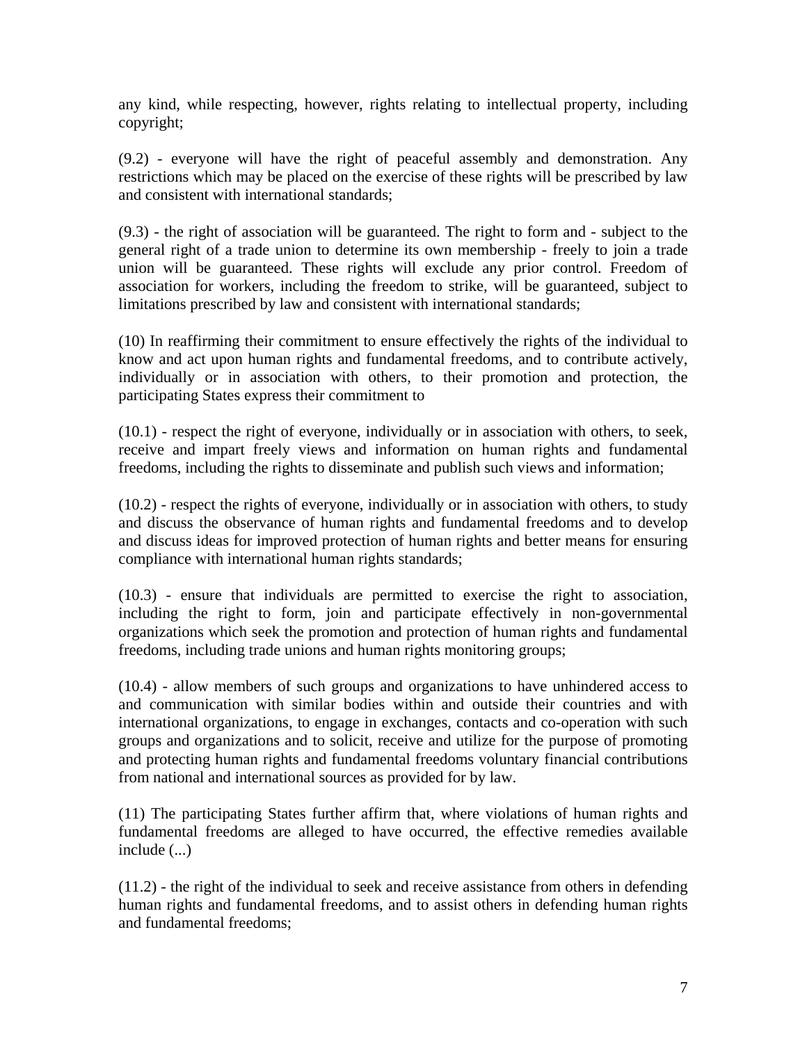any kind, while respecting, however, rights relating to intellectual property, including copyright;

(9.2) - everyone will have the right of peaceful assembly and demonstration. Any restrictions which may be placed on the exercise of these rights will be prescribed by law and consistent with international standards;

(9.3) - the right of association will be guaranteed. The right to form and - subject to the general right of a trade union to determine its own membership - freely to join a trade union will be guaranteed. These rights will exclude any prior control. Freedom of association for workers, including the freedom to strike, will be guaranteed, subject to limitations prescribed by law and consistent with international standards;

(10) In reaffirming their commitment to ensure effectively the rights of the individual to know and act upon human rights and fundamental freedoms, and to contribute actively, individually or in association with others, to their promotion and protection, the participating States express their commitment to

(10.1) - respect the right of everyone, individually or in association with others, to seek, receive and impart freely views and information on human rights and fundamental freedoms, including the rights to disseminate and publish such views and information;

(10.2) - respect the rights of everyone, individually or in association with others, to study and discuss the observance of human rights and fundamental freedoms and to develop and discuss ideas for improved protection of human rights and better means for ensuring compliance with international human rights standards;

(10.3) - ensure that individuals are permitted to exercise the right to association, including the right to form, join and participate effectively in non-governmental organizations which seek the promotion and protection of human rights and fundamental freedoms, including trade unions and human rights monitoring groups;

(10.4) - allow members of such groups and organizations to have unhindered access to and communication with similar bodies within and outside their countries and with international organizations, to engage in exchanges, contacts and co-operation with such groups and organizations and to solicit, receive and utilize for the purpose of promoting and protecting human rights and fundamental freedoms voluntary financial contributions from national and international sources as provided for by law.

(11) The participating States further affirm that, where violations of human rights and fundamental freedoms are alleged to have occurred, the effective remedies available include (...)

(11.2) - the right of the individual to seek and receive assistance from others in defending human rights and fundamental freedoms, and to assist others in defending human rights and fundamental freedoms;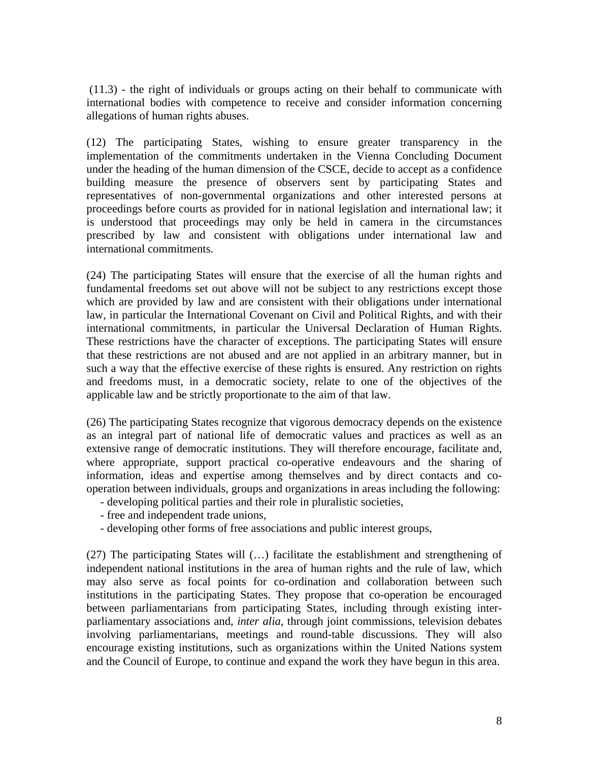(11.3) - the right of individuals or groups acting on their behalf to communicate with international bodies with competence to receive and consider information concerning allegations of human rights abuses.

(12) The participating States, wishing to ensure greater transparency in the implementation of the commitments undertaken in the Vienna Concluding Document under the heading of the human dimension of the CSCE, decide to accept as a confidence building measure the presence of observers sent by participating States and representatives of non-governmental organizations and other interested persons at proceedings before courts as provided for in national legislation and international law; it is understood that proceedings may only be held in camera in the circumstances prescribed by law and consistent with obligations under international law and international commitments.

(24) The participating States will ensure that the exercise of all the human rights and fundamental freedoms set out above will not be subject to any restrictions except those which are provided by law and are consistent with their obligations under international law, in particular the International Covenant on Civil and Political Rights, and with their international commitments, in particular the Universal Declaration of Human Rights. These restrictions have the character of exceptions. The participating States will ensure that these restrictions are not abused and are not applied in an arbitrary manner, but in such a way that the effective exercise of these rights is ensured. Any restriction on rights and freedoms must, in a democratic society, relate to one of the objectives of the applicable law and be strictly proportionate to the aim of that law.

(26) The participating States recognize that vigorous democracy depends on the existence as an integral part of national life of democratic values and practices as well as an extensive range of democratic institutions. They will therefore encourage, facilitate and, where appropriate, support practical co-operative endeavours and the sharing of information, ideas and expertise among themselves and by direct contacts and co-operation between individuals, groups and organizations in areas including the following:

- developing political parties and their role in pluralistic societies,
- free and independent trade unions,
- developing other forms of free associations and public interest groups,

(27) The participating States will (…) facilitate the establishment and strengthening of independent national institutions in the area of human rights and the rule of law, which may also serve as focal points for co-ordination and collaboration between such institutions in the participating States. They propose that co-operation be encouraged between parliamentarians from participating States, including through existing inter-parliamentary associations and, *inter alia*, through joint commissions, television debates involving parliamentarians, meetings and round-table discussions. They will also encourage existing institutions, such as organizations within the United Nations system and the Council of Europe, to continue and expand the work they have begun in this area.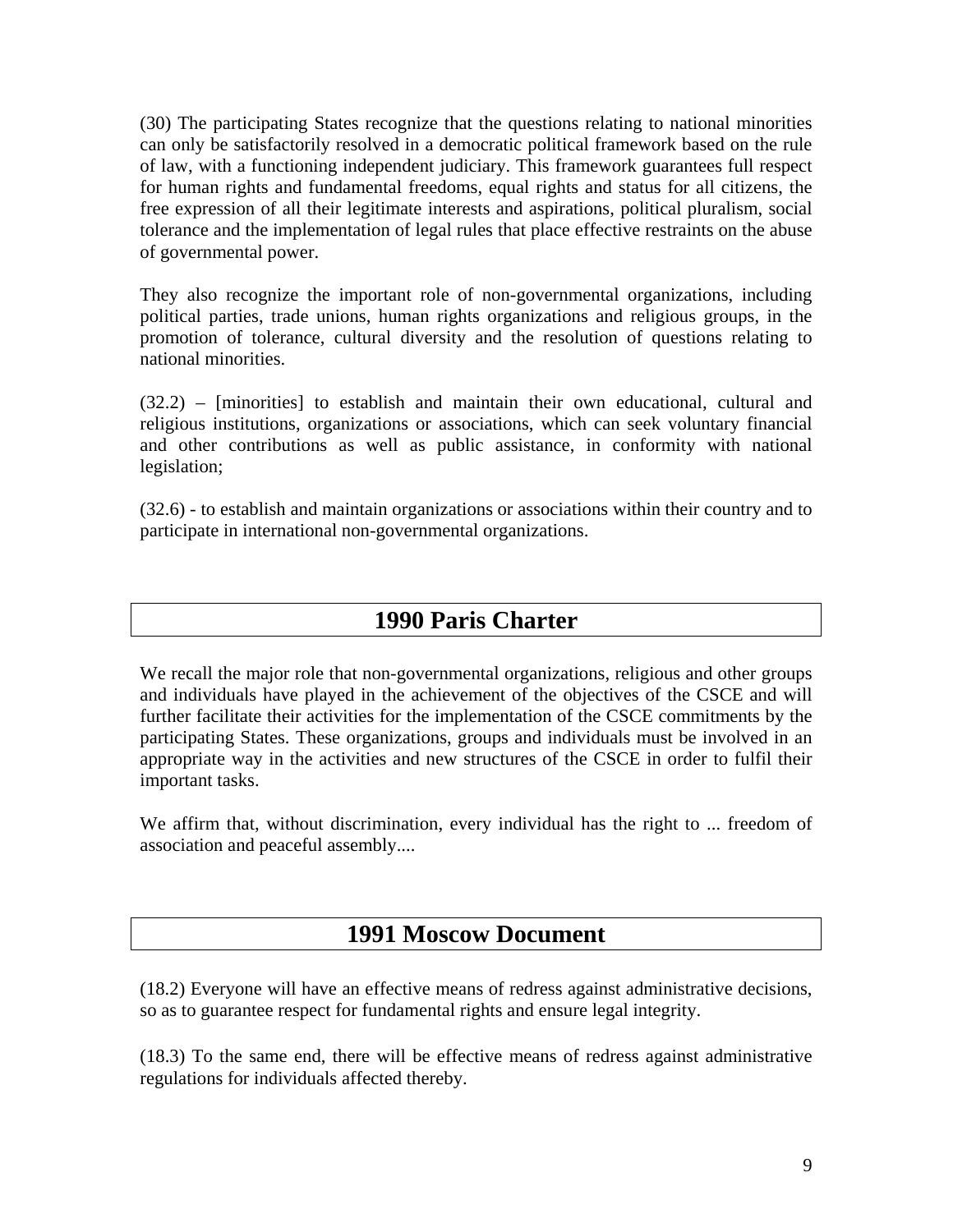(30) The participating States recognize that the questions relating to national minorities can only be satisfactorily resolved in a democratic political framework based on the rule of law, with a functioning independent judiciary. This framework guarantees full respect for human rights and fundamental freedoms, equal rights and status for all citizens, the free expression of all their legitimate interests and aspirations, political pluralism, social tolerance and the implementation of legal rules that place effective restraints on the abuse of governmental power.

They also recognize the important role of non-governmental organizations, including political parties, trade unions, human rights organizations and religious groups, in the promotion of tolerance, cultural diversity and the resolution of questions relating to national minorities.

(32.2) – [minorities] to establish and maintain their own educational, cultural and religious institutions, organizations or associations, which can seek voluntary financial and other contributions as well as public assistance, in conformity with national legislation;

(32.6) - to establish and maintain organizations or associations within their country and to participate in international non-governmental organizations.

## 1990 Paris Charter

We recall the major role that non-governmental organizations, religious and other groups and individuals have played in the achievement of the objectives of the CSCE and will further facilitate their activities for the implementation of the CSCE commitments by the participating States. These organizations, groups and individuals must be involved in an appropriate way in the activities and new structures of the CSCE in order to fulfil their important tasks.

We affirm that, without discrimination, every individual has the right to ... freedom of association and peaceful assembly....

## 1991 Moscow Document

(18.2) Everyone will have an effective means of redress against administrative decisions, so as to guarantee respect for fundamental rights and ensure legal integrity.

(18.3) To the same end, there will be effective means of redress against administrative regulations for individuals affected thereby.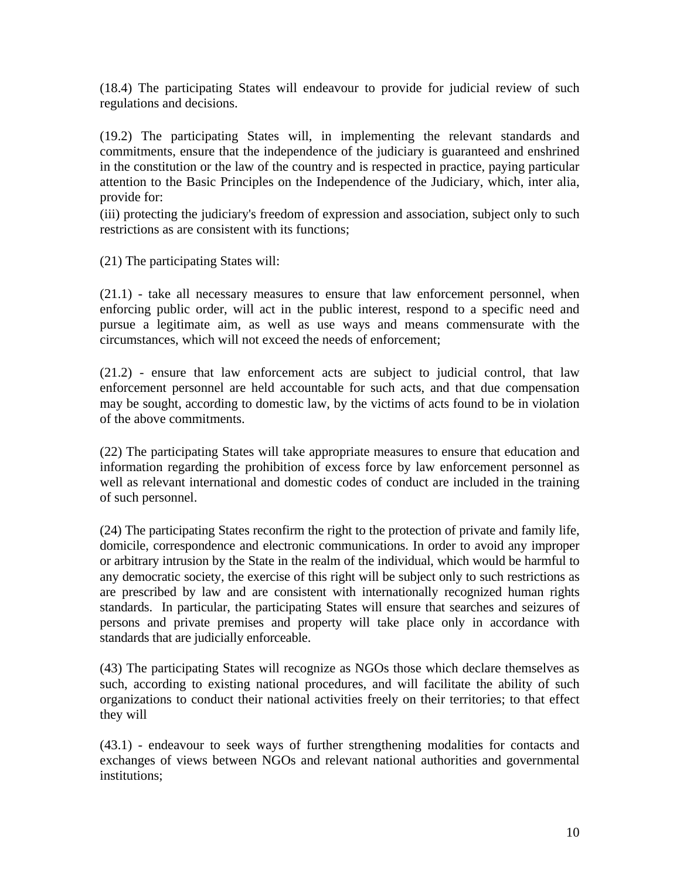(18.4) The participating States will endeavour to provide for judicial review of such regulations and decisions.

(19.2) The participating States will, in implementing the relevant standards and commitments, ensure that the independence of the judiciary is guaranteed and enshrined in the constitution or the law of the country and is respected in practice, paying particular attention to the Basic Principles on the Independence of the Judiciary, which, inter alia, provide for:
(iii) protecting the judiciary's freedom of expression and association, subject only to such restrictions as are consistent with its functions;

(21) The participating States will:

(21.1) - take all necessary measures to ensure that law enforcement personnel, when enforcing public order, will act in the public interest, respond to a specific need and pursue a legitimate aim, as well as use ways and means commensurate with the circumstances, which will not exceed the needs of enforcement;

(21.2) - ensure that law enforcement acts are subject to judicial control, that law enforcement personnel are held accountable for such acts, and that due compensation may be sought, according to domestic law, by the victims of acts found to be in violation of the above commitments.

(22) The participating States will take appropriate measures to ensure that education and information regarding the prohibition of excess force by law enforcement personnel as well as relevant international and domestic codes of conduct are included in the training of such personnel.

(24) The participating States reconfirm the right to the protection of private and family life, domicile, correspondence and electronic communications. In order to avoid any improper or arbitrary intrusion by the State in the realm of the individual, which would be harmful to any democratic society, the exercise of this right will be subject only to such restrictions as are prescribed by law and are consistent with internationally recognized human rights standards. In particular, the participating States will ensure that searches and seizures of persons and private premises and property will take place only in accordance with standards that are judicially enforceable.

(43) The participating States will recognize as NGOs those which declare themselves as such, according to existing national procedures, and will facilitate the ability of such organizations to conduct their national activities freely on their territories; to that effect they will

(43.1) - endeavour to seek ways of further strengthening modalities for contacts and exchanges of views between NGOs and relevant national authorities and governmental institutions;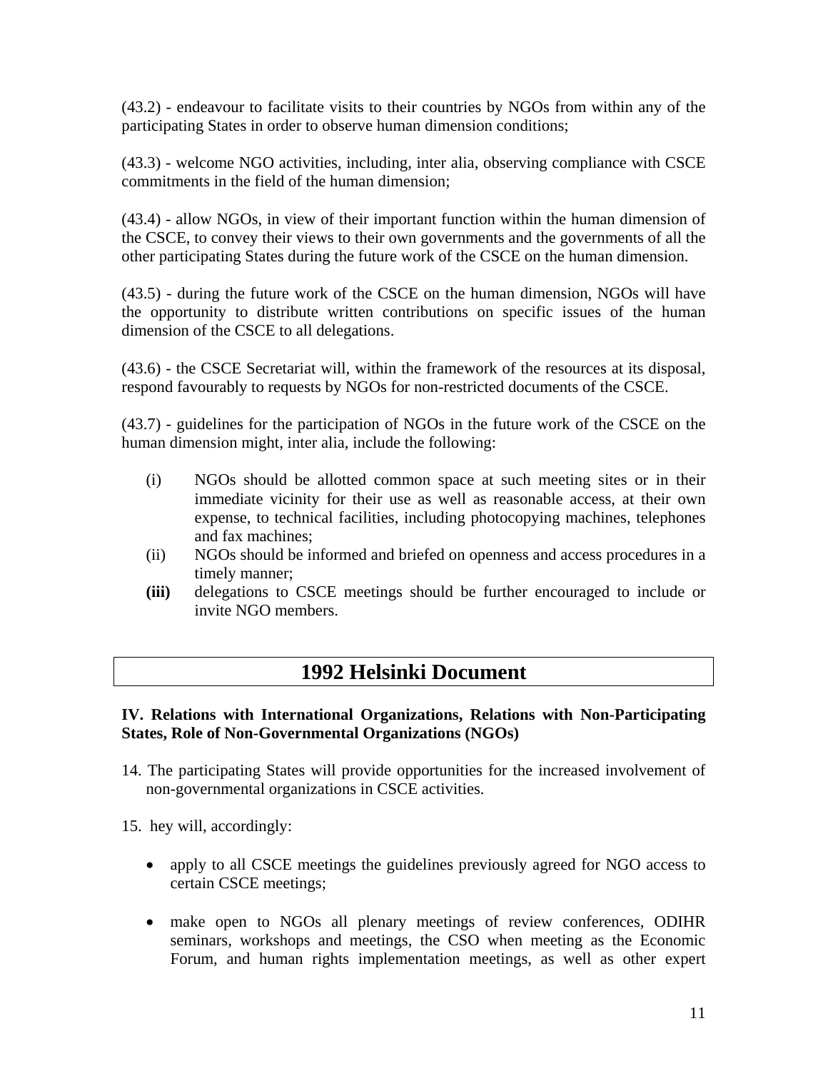(43.2) - endeavour to facilitate visits to their countries by NGOs from within any of the participating States in order to observe human dimension conditions;

(43.3) - welcome NGO activities, including, inter alia, observing compliance with CSCE commitments in the field of the human dimension;

(43.4) - allow NGOs, in view of their important function within the human dimension of the CSCE, to convey their views to their own governments and the governments of all the other participating States during the future work of the CSCE on the human dimension.

(43.5) - during the future work of the CSCE on the human dimension, NGOs will have the opportunity to distribute written contributions on specific issues of the human dimension of the CSCE to all delegations.

(43.6) - the CSCE Secretariat will, within the framework of the resources at its disposal, respond favourably to requests by NGOs for non-restricted documents of the CSCE.

(43.7) - guidelines for the participation of NGOs in the future work of the CSCE on the human dimension might, inter alia, include the following:

- (i) NGOs should be allotted common space at such meeting sites or in their immediate vicinity for their use as well as reasonable access, at their own expense, to technical facilities, including photocopying machines, telephones and fax machines;
- (ii) NGOs should be informed and briefed on openness and access procedures in a timely manner;
- **(iii)** delegations to CSCE meetings should be further encouraged to include or invite NGO members.

## 1992 Helsinki Document

**IV. Relations with International Organizations, Relations with Non-Participating States, Role of Non-Governmental Organizations (NGOs)**

14. The participating States will provide opportunities for the increased involvement of non-governmental organizations in CSCE activities.

15. hey will, accordingly:

- apply to all CSCE meetings the guidelines previously agreed for NGO access to certain CSCE meetings;

- make open to NGOs all plenary meetings of review conferences, ODIHR seminars, workshops and meetings, the CSO when meeting as the Economic Forum, and human rights implementation meetings, as well as other expert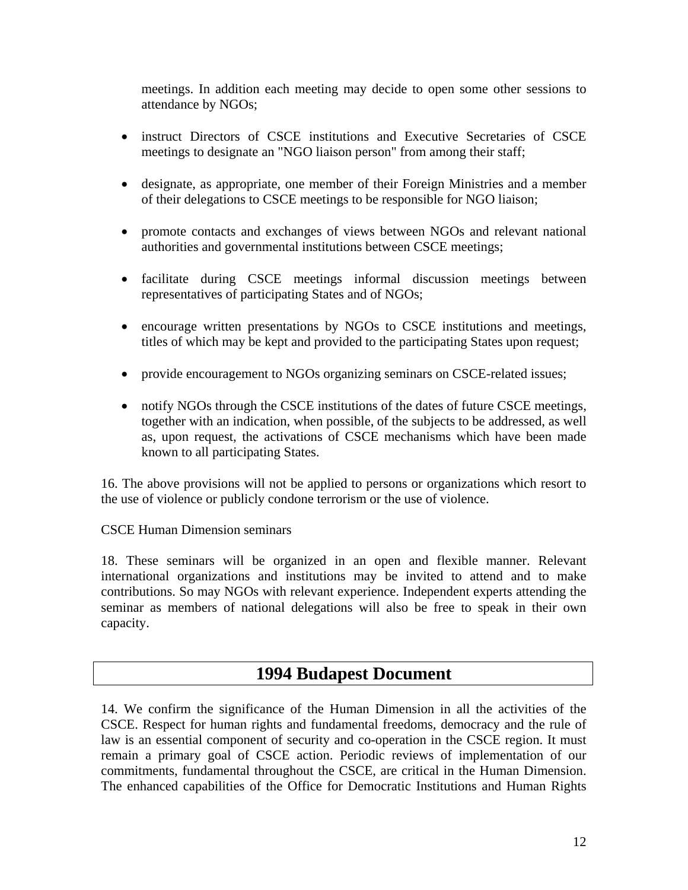meetings. In addition each meeting may decide to open some other sessions to attendance by NGOs;

- instruct Directors of CSCE institutions and Executive Secretaries of CSCE meetings to designate an "NGO liaison person" from among their staff;

- designate, as appropriate, one member of their Foreign Ministries and a member of their delegations to CSCE meetings to be responsible for NGO liaison;

- promote contacts and exchanges of views between NGOs and relevant national authorities and governmental institutions between CSCE meetings;

- facilitate during CSCE meetings informal discussion meetings between representatives of participating States and of NGOs;

- encourage written presentations by NGOs to CSCE institutions and meetings, titles of which may be kept and provided to the participating States upon request;

- provide encouragement to NGOs organizing seminars on CSCE-related issues;

- notify NGOs through the CSCE institutions of the dates of future CSCE meetings, together with an indication, when possible, of the subjects to be addressed, as well as, upon request, the activations of CSCE mechanisms which have been made known to all participating States.

16. The above provisions will not be applied to persons or organizations which resort to the use of violence or publicly condone terrorism or the use of violence.

CSCE Human Dimension seminars

18. These seminars will be organized in an open and flexible manner. Relevant international organizations and institutions may be invited to attend and to make contributions. So may NGOs with relevant experience. Independent experts attending the seminar as members of national delegations will also be free to speak in their own capacity.

## 1994 Budapest Document

14. We confirm the significance of the Human Dimension in all the activities of the CSCE. Respect for human rights and fundamental freedoms, democracy and the rule of law is an essential component of security and co-operation in the CSCE region. It must remain a primary goal of CSCE action. Periodic reviews of implementation of our commitments, fundamental throughout the CSCE, are critical in the Human Dimension. The enhanced capabilities of the Office for Democratic Institutions and Human Rights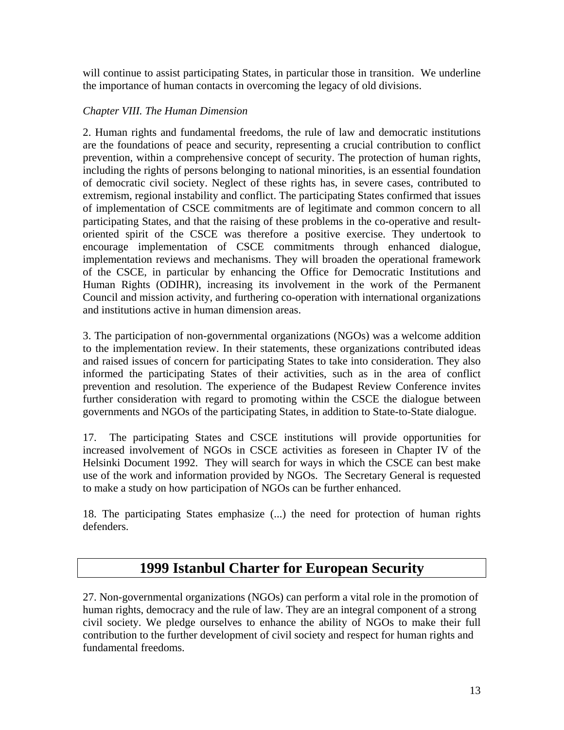will continue to assist participating States, in particular those in transition. We underline the importance of human contacts in overcoming the legacy of old divisions.

*Chapter VIII. The Human Dimension*

2. Human rights and fundamental freedoms, the rule of law and democratic institutions are the foundations of peace and security, representing a crucial contribution to conflict prevention, within a comprehensive concept of security. The protection of human rights, including the rights of persons belonging to national minorities, is an essential foundation of democratic civil society. Neglect of these rights has, in severe cases, contributed to extremism, regional instability and conflict. The participating States confirmed that issues of implementation of CSCE commitments are of legitimate and common concern to all participating States, and that the raising of these problems in the co-operative and result-oriented spirit of the CSCE was therefore a positive exercise. They undertook to encourage implementation of CSCE commitments through enhanced dialogue, implementation reviews and mechanisms. They will broaden the operational framework of the CSCE, in particular by enhancing the Office for Democratic Institutions and Human Rights (ODIHR), increasing its involvement in the work of the Permanent Council and mission activity, and furthering co-operation with international organizations and institutions active in human dimension areas.

3. The participation of non-governmental organizations (NGOs) was a welcome addition to the implementation review. In their statements, these organizations contributed ideas and raised issues of concern for participating States to take into consideration. They also informed the participating States of their activities, such as in the area of conflict prevention and resolution. The experience of the Budapest Review Conference invites further consideration with regard to promoting within the CSCE the dialogue between governments and NGOs of the participating States, in addition to State-to-State dialogue.

17. The participating States and CSCE institutions will provide opportunities for increased involvement of NGOs in CSCE activities as foreseen in Chapter IV of the Helsinki Document 1992. They will search for ways in which the CSCE can best make use of the work and information provided by NGOs. The Secretary General is requested to make a study on how participation of NGOs can be further enhanced.

18. The participating States emphasize (...) the need for protection of human rights defenders.

## 1999 Istanbul Charter for European Security

27. Non-governmental organizations (NGOs) can perform a vital role in the promotion of human rights, democracy and the rule of law. They are an integral component of a strong civil society. We pledge ourselves to enhance the ability of NGOs to make their full contribution to the further development of civil society and respect for human rights and fundamental freedoms.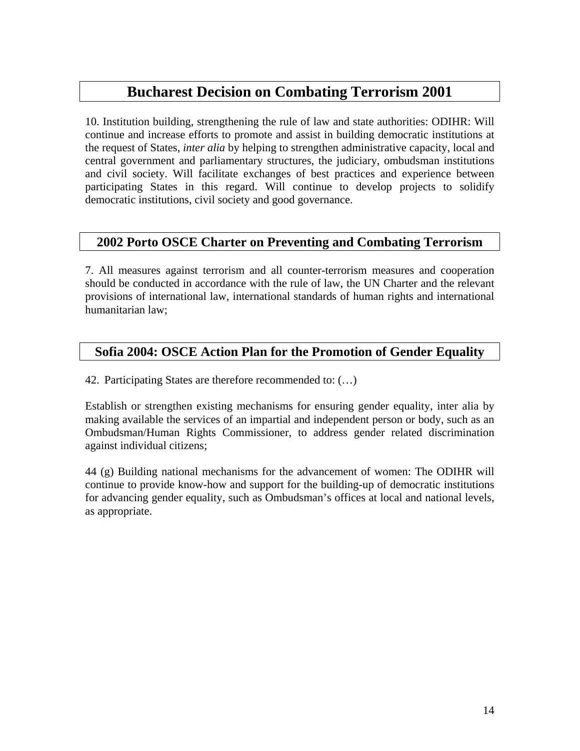## Bucharest Decision on Combating Terrorism 2001

10. Institution building, strengthening the rule of law and state authorities: ODIHR: Will continue and increase efforts to promote and assist in building democratic institutions at the request of States, *inter alia* by helping to strengthen administrative capacity, local and central government and parliamentary structures, the judiciary, ombudsman institutions and civil society. Will facilitate exchanges of best practices and experience between participating States in this regard. Will continue to develop projects to solidify democratic institutions, civil society and good governance.

## 2002 Porto OSCE Charter on Preventing and Combating Terrorism

7. All measures against terrorism and all counter-terrorism measures and cooperation should be conducted in accordance with the rule of law, the UN Charter and the relevant provisions of international law, international standards of human rights and international humanitarian law;

## Sofia 2004: OSCE Action Plan for the Promotion of Gender Equality

42. Participating States are therefore recommended to: (…)

Establish or strengthen existing mechanisms for ensuring gender equality, inter alia by making available the services of an impartial and independent person or body, such as an Ombudsman/Human Rights Commissioner, to address gender related discrimination against individual citizens;

44 (g) Building national mechanisms for the advancement of women: The ODIHR will continue to provide know-how and support for the building-up of democratic institutions for advancing gender equality, such as Ombudsman's offices at local and national levels, as appropriate.